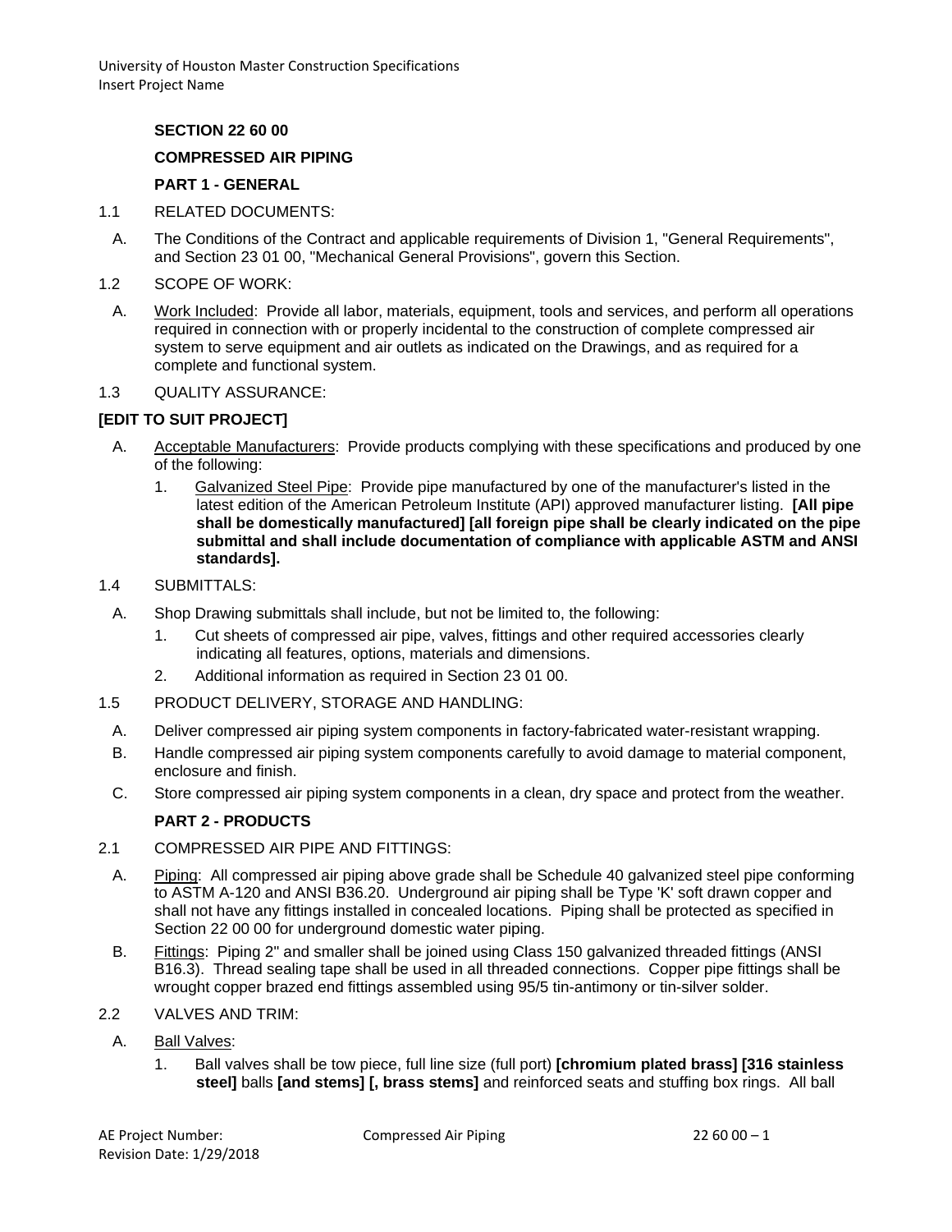# SECTION 22 60 00

# COMPRESSED AIR PIPING

## PART 1 - GENERAL

1.1 RELATED DOCUMENTS:

A. The Conditions of the Contract and applicable requirements of Division 1, "General Requirements", and Section 23 01 00, "Mechanical General Provisions", govern this Section.

1.2 SCOPE OF WORK:

A. Work Included: Provide all labor, materials, equipment, tools and services, and perform all operations required in connection with or properly incidental to the construction of complete compressed air system to serve equipment and air outlets as indicated on the Drawings, and as required for a complete and functional system.

1.3 QUALITY ASSURANCE:

**[EDIT TO SUIT PROJECT]**

A. Acceptable Manufacturers: Provide products complying with these specifications and produced by one of the following:

1. Galvanized Steel Pipe: Provide pipe manufactured by one of the manufacturer's listed in the latest edition of the American Petroleum Institute (API) approved manufacturer listing. **[All pipe shall be domestically manufactured] [all foreign pipe shall be clearly indicated on the pipe submittal and shall include documentation of compliance with applicable ASTM and ANSI standards].**

1.4 SUBMITTALS:

A. Shop Drawing submittals shall include, but not be limited to, the following:

1. Cut sheets of compressed air pipe, valves, fittings and other required accessories clearly indicating all features, options, materials and dimensions.
2. Additional information as required in Section 23 01 00.

1.5 PRODUCT DELIVERY, STORAGE AND HANDLING:

A. Deliver compressed air piping system components in factory-fabricated water-resistant wrapping.

B. Handle compressed air piping system components carefully to avoid damage to material component, enclosure and finish.

C. Store compressed air piping system components in a clean, dry space and protect from the weather.

## PART 2 - PRODUCTS

2.1 COMPRESSED AIR PIPE AND FITTINGS:

A. Piping: All compressed air piping above grade shall be Schedule 40 galvanized steel pipe conforming to ASTM A-120 and ANSI B36.20. Underground air piping shall be Type 'K' soft drawn copper and shall not have any fittings installed in concealed locations. Piping shall be protected as specified in Section 22 00 00 for underground domestic water piping.

B. Fittings: Piping 2" and smaller shall be joined using Class 150 galvanized threaded fittings (ANSI B16.3). Thread sealing tape shall be used in all threaded connections. Copper pipe fittings shall be wrought copper brazed end fittings assembled using 95/5 tin-antimony or tin-silver solder.

2.2 VALVES AND TRIM:

A. Ball Valves:

1. Ball valves shall be tow piece, full line size (full port) **[chromium plated brass] [316 stainless steel]** balls **[and stems] [, brass stems]** and reinforced seats and stuffing box rings. All ball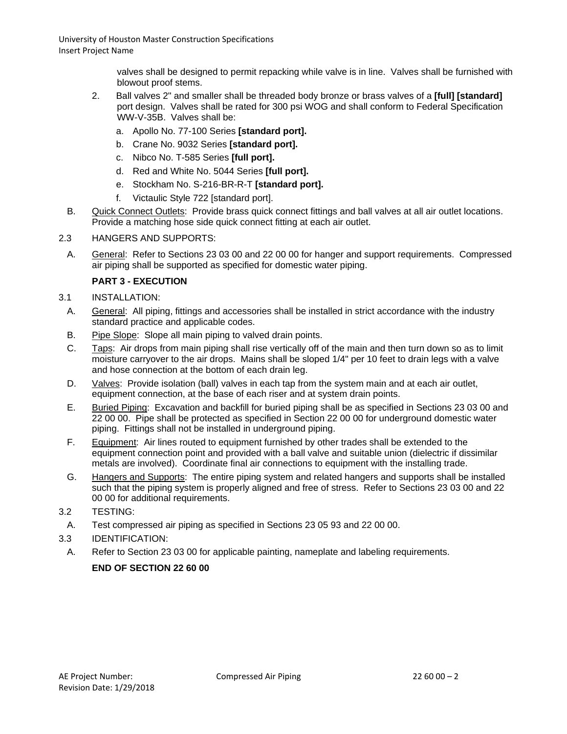valves shall be designed to permit repacking while valve is in line. Valves shall be furnished with blowout proof stems.

2. Ball valves 2" and smaller shall be threaded body bronze or brass valves of a **[full] [standard]** port design. Valves shall be rated for 300 psi WOG and shall conform to Federal Specification WW-V-35B. Valves shall be:
   a. Apollo No. 77-100 Series **[standard port].**
   b. Crane No. 9032 Series **[standard port].**
   c. Nibco No. T-585 Series **[full port].**
   d. Red and White No. 5044 Series **[full port].**
   e. Stockham No. S-216-BR-R-T **[standard port].**
   f. Victaulic Style 722 [standard port].

B. Quick Connect Outlets: Provide brass quick connect fittings and ball valves at all air outlet locations. Provide a matching hose side quick connect fitting at each air outlet.

2.3 HANGERS AND SUPPORTS:

A. General: Refer to Sections 23 03 00 and 22 00 00 for hanger and support requirements. Compressed air piping shall be supported as specified for domestic water piping.

## PART 3 - EXECUTION

3.1 INSTALLATION:

A. General: All piping, fittings and accessories shall be installed in strict accordance with the industry standard practice and applicable codes.

B. Pipe Slope: Slope all main piping to valved drain points.

C. Taps: Air drops from main piping shall rise vertically off of the main and then turn down so as to limit moisture carryover to the air drops. Mains shall be sloped 1/4" per 10 feet to drain legs with a valve and hose connection at the bottom of each drain leg.

D. Valves: Provide isolation (ball) valves in each tap from the system main and at each air outlet, equipment connection, at the base of each riser and at system drain points.

E. Buried Piping: Excavation and backfill for buried piping shall be as specified in Sections 23 03 00 and 22 00 00. Pipe shall be protected as specified in Section 22 00 00 for underground domestic water piping. Fittings shall not be installed in underground piping.

F. Equipment: Air lines routed to equipment furnished by other trades shall be extended to the equipment connection point and provided with a ball valve and suitable union (dielectric if dissimilar metals are involved). Coordinate final air connections to equipment with the installing trade.

G. Hangers and Supports: The entire piping system and related hangers and supports shall be installed such that the piping system is properly aligned and free of stress. Refer to Sections 23 03 00 and 22 00 00 for additional requirements.

3.2 TESTING:

A. Test compressed air piping as specified in Sections 23 05 93 and 22 00 00.

3.3 IDENTIFICATION:

A. Refer to Section 23 03 00 for applicable painting, nameplate and labeling requirements.

**END OF SECTION 22 60 00**